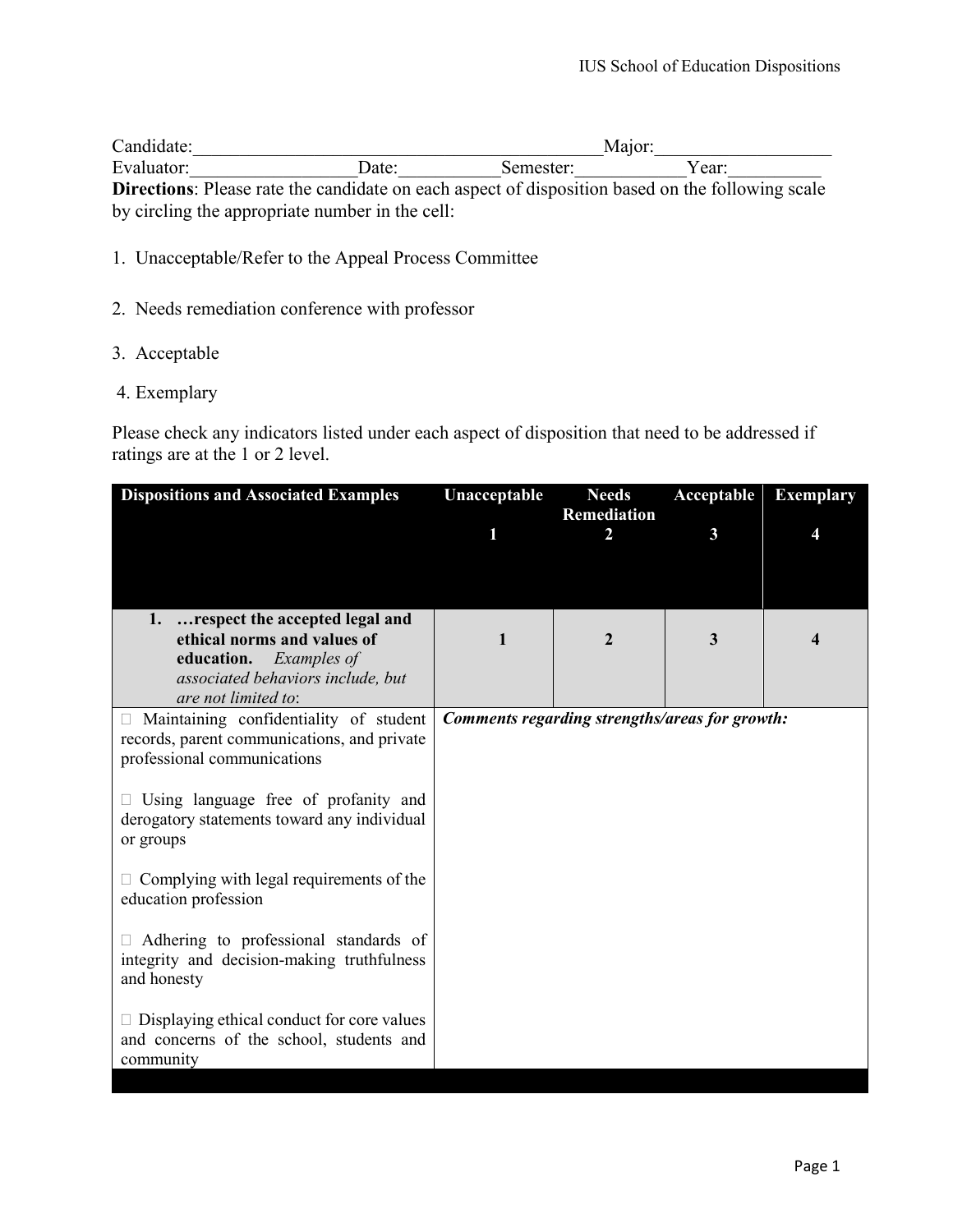Candidate:_____________________________________________Major:___________________

Evaluator:__________________Date:__________Semester:___________Year:__________

**Directions**: Please rate the candidate on each aspect of disposition based on the following scale by circling the appropriate number in the cell:

1. Unacceptable/Refer to the Appeal Process Committee

2. Needs remediation conference with professor

3. Acceptable

4. Exemplary

Please check any indicators listed under each aspect of disposition that need to be addressed if ratings are at the 1 or 2 level.

| Dispositions and Associated Examples | Unacceptable 1 | Needs Remediation 2 | Acceptable 3 | Exemplary 4 |
|---|---|---|---|---|
| **1. …respect the accepted legal and ethical norms and values of education.** *Examples of associated behaviors include, but are not limited to*: | 1 | 2 | 3 | 4 |
| □ Maintaining confidentiality of student records, parent communications, and private professional communications<br><br>□ Using language free of profanity and derogatory statements toward any individual or groups<br><br>□ Complying with legal requirements of the education profession<br><br>□ Adhering to professional standards of integrity and decision-making truthfulness and honesty<br><br>□ Displaying ethical conduct for core values and concerns of the school, students and community | ***Comments regarding strengths/areas for growth:*** | | | |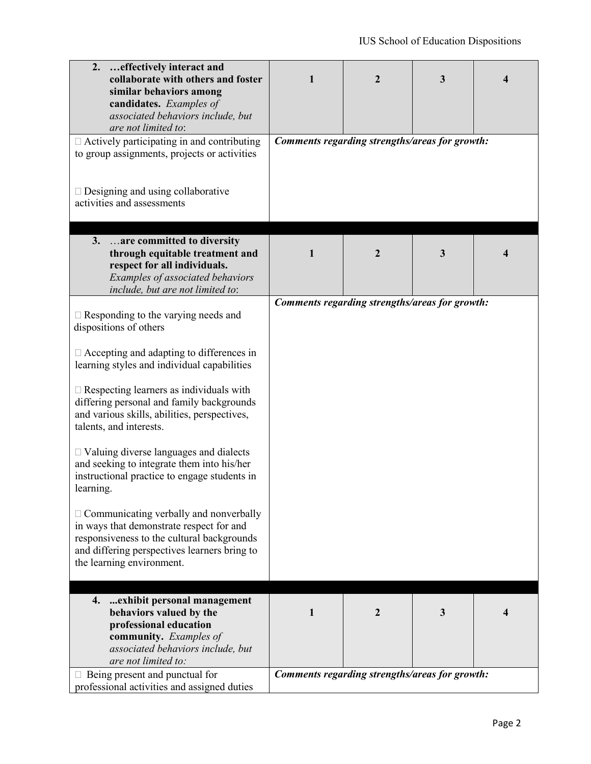| 2. …effectively interact and collaborate with others and foster similar behaviors among candidates. *Examples of associated behaviors include, but are not limited to*: | 1 | 2 | 3 | 4 |
|---|---|---|---|---|
| □ Actively participating in and contributing to group assignments, projects or activities<br><br>□ Designing and using collaborative activities and assessments | ***Comments regarding strengths/areas for growth:*** | | | |

| 3. …are committed to diversity through equitable treatment and respect for all individuals. *Examples of associated behaviors include, but are not limited to*: | 1 | 2 | 3 | 4 |
|---|---|---|---|---|
| □ Responding to the varying needs and dispositions of others<br><br>□ Accepting and adapting to differences in learning styles and individual capabilities<br><br>□ Respecting learners as individuals with differing personal and family backgrounds and various skills, abilities, perspectives, talents, and interests.<br><br>□ Valuing diverse languages and dialects and seeking to integrate them into his/her instructional practice to engage students in learning.<br><br>□ Communicating verbally and nonverbally in ways that demonstrate respect for and responsiveness to the cultural backgrounds and differing perspectives learners bring to the learning environment. | ***Comments regarding strengths/areas for growth:*** | | | |

| 4. ...exhibit personal management behaviors valued by the professional education community. *Examples of associated behaviors include, but are not limited to:* | 1 | 2 | 3 | 4 |
|---|---|---|---|---|
| □ Being present and punctual for professional activities and assigned duties | ***Comments regarding strengths/areas for growth:*** | | | |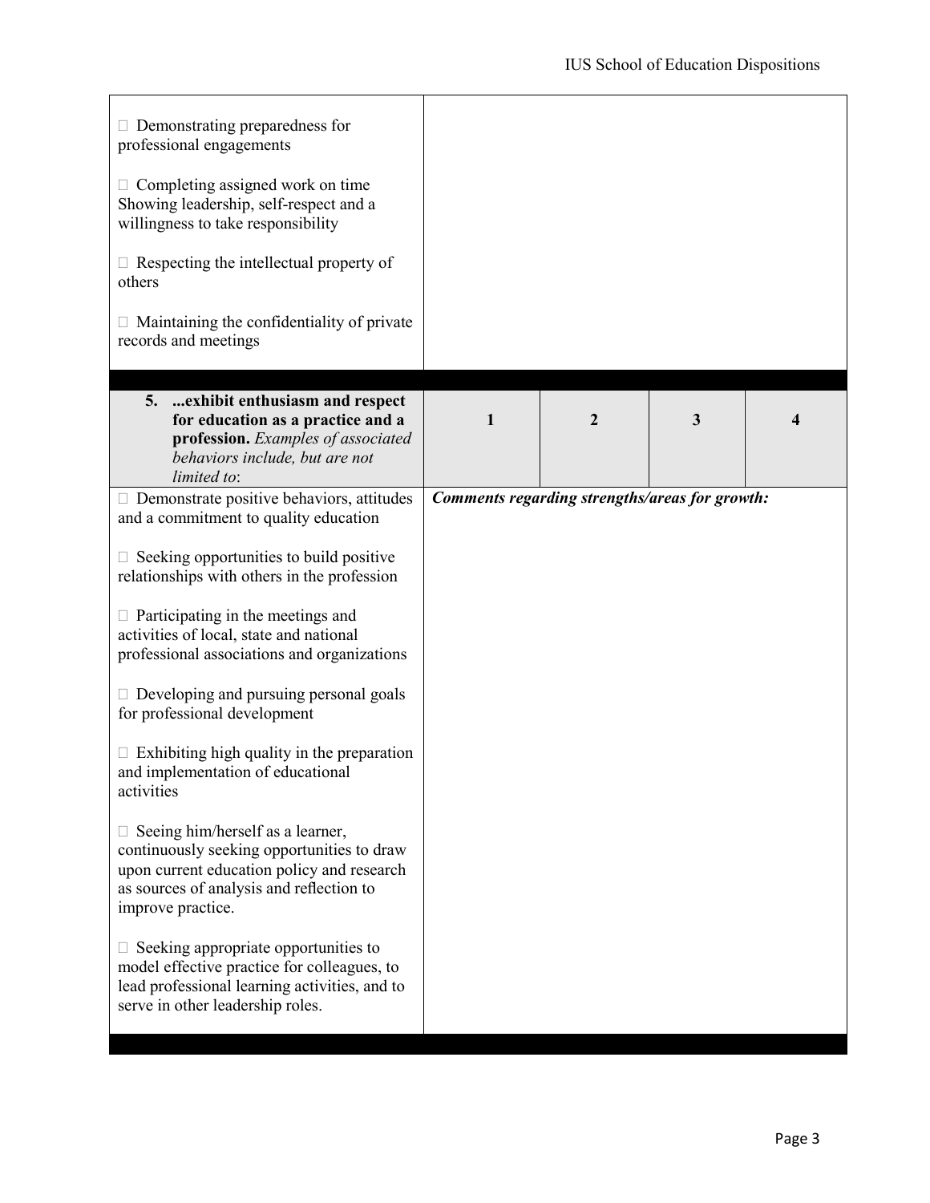| | | | | |
|---|---|---|---|---|
| □ Demonstrating preparedness for professional engagements<br><br>□ Completing assigned work on time Showing leadership, self-respect and a willingness to take responsibility<br><br>□ Respecting the intellectual property of others<br><br>□ Maintaining the confidentiality of private records and meetings | | | | |

| **5. ...exhibit enthusiasm and respect for education as a practice and a profession.** *Examples of associated behaviors include, but are not limited to*: | **1** | **2** | **3** | **4** |
|---|---|---|---|---|
| □ Demonstrate positive behaviors, attitudes and a commitment to quality education<br><br>□ Seeking opportunities to build positive relationships with others in the profession<br><br>□ Participating in the meetings and activities of local, state and national professional associations and organizations<br><br>□ Developing and pursuing personal goals for professional development<br><br>□ Exhibiting high quality in the preparation and implementation of educational activities<br><br>□ Seeing him/herself as a learner, continuously seeking opportunities to draw upon current education policy and research as sources of analysis and reflection to improve practice.<br><br>□ Seeking appropriate opportunities to model effective practice for colleagues, to lead professional learning activities, and to serve in other leadership roles. | ***Comments regarding strengths/areas for growth:*** | | | |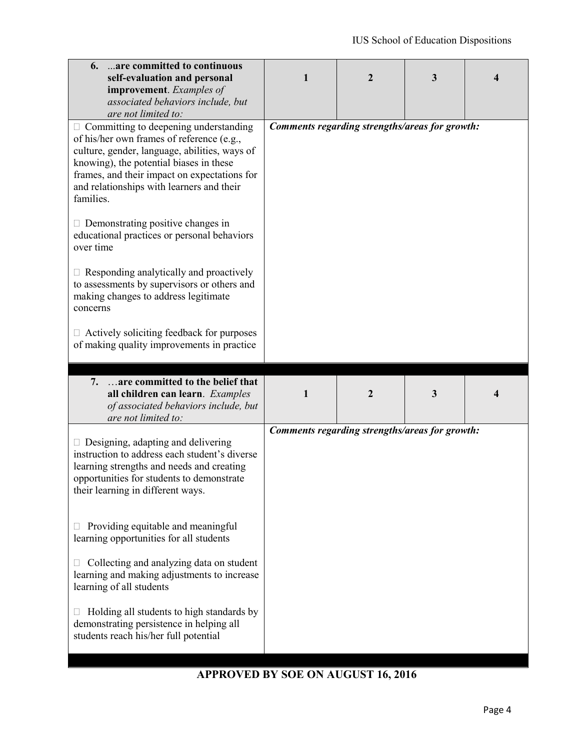| 6. ...**are committed to continuous self-evaluation and personal improvement**. *Examples of associated behaviors include, but are not limited to:* | 1 | 2 | 3 | 4 |
|---|---|---|---|---|
| □ Committing to deepening understanding of his/her own frames of reference (e.g., culture, gender, language, abilities, ways of knowing), the potential biases in these frames, and their impact on expectations for and relationships with learners and their families.<br><br>□ Demonstrating positive changes in educational practices or personal behaviors over time<br><br>□ Responding analytically and proactively to assessments by supervisors or others and making changes to address legitimate concerns<br><br>□ Actively soliciting feedback for purposes of making quality improvements in practice | ***Comments regarding strengths/areas for growth:*** | | | |

| 7. …**are committed to the belief that all children can learn**. *Examples of associated behaviors include, but are not limited to:* | 1 | 2 | 3 | 4 |
|---|---|---|---|---|
| □ Designing, adapting and delivering instruction to address each student's diverse learning strengths and needs and creating opportunities for students to demonstrate their learning in different ways.<br><br>□ Providing equitable and meaningful learning opportunities for all students<br><br>□ Collecting and analyzing data on student learning and making adjustments to increase learning of all students<br><br>□ Holding all students to high standards by demonstrating persistence in helping all students reach his/her full potential | ***Comments regarding strengths/areas for growth:*** | | | |

**APPROVED BY SOE ON AUGUST 16, 2016**